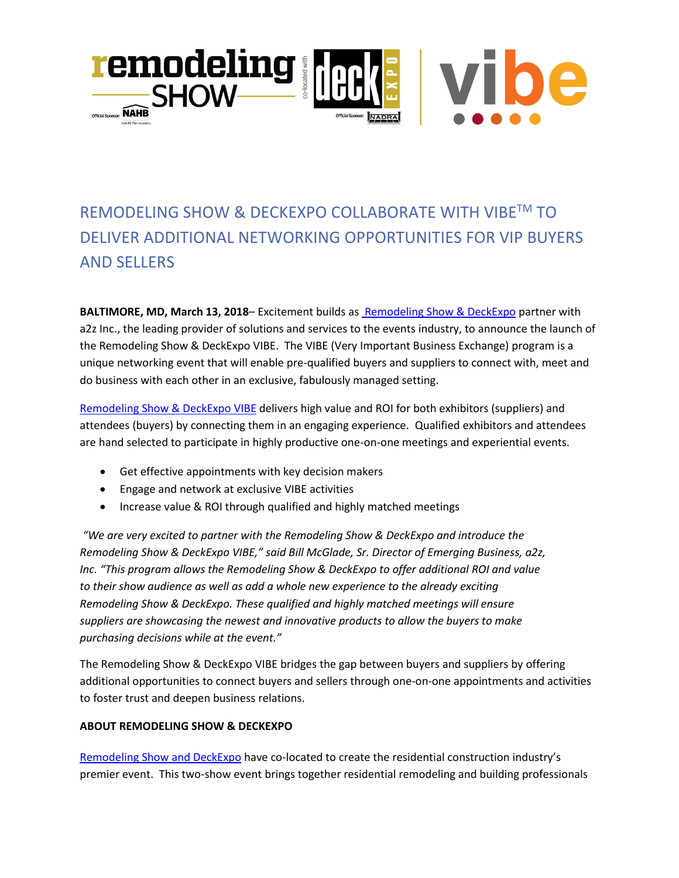# REMODELING SHOW & DECKEXPO COLLABORATE WITH VIBE™ TO DELIVER ADDITIONAL NETWORKING OPPORTUNITIES FOR VIP BUYERS AND SELLERS

**BALTIMORE, MD, March 13, 2018**– Excitement builds as Remodeling Show & DeckExpo partner with a2z Inc., the leading provider of solutions and services to the events industry, to announce the launch of the Remodeling Show & DeckExpo VIBE. The VIBE (Very Important Business Exchange) program is a unique networking event that will enable pre-qualified buyers and suppliers to connect with, meet and do business with each other in an exclusive, fabulously managed setting.

Remodeling Show & DeckExpo VIBE delivers high value and ROI for both exhibitors (suppliers) and attendees (buyers) by connecting them in an engaging experience. Qualified exhibitors and attendees are hand selected to participate in highly productive one-on-one meetings and experiential events.

- Get effective appointments with key decision makers
- Engage and network at exclusive VIBE activities
- Increase value & ROI through qualified and highly matched meetings

*"We are very excited to partner with the Remodeling Show & DeckExpo and introduce the Remodeling Show & DeckExpo VIBE," said Bill McGlade, Sr. Director of Emerging Business, a2z, Inc. "This program allows the Remodeling Show & DeckExpo to offer additional ROI and value to their show audience as well as add a whole new experience to the already exciting Remodeling Show & DeckExpo. These qualified and highly matched meetings will ensure suppliers are showcasing the newest and innovative products to allow the buyers to make purchasing decisions while at the event."*

The Remodeling Show & DeckExpo VIBE bridges the gap between buyers and suppliers by offering additional opportunities to connect buyers and sellers through one-on-one appointments and activities to foster trust and deepen business relations.

**ABOUT REMODELING SHOW & DECKEXPO**

Remodeling Show and DeckExpo have co-located to create the residential construction industry's premier event. This two-show event brings together residential remodeling and building professionals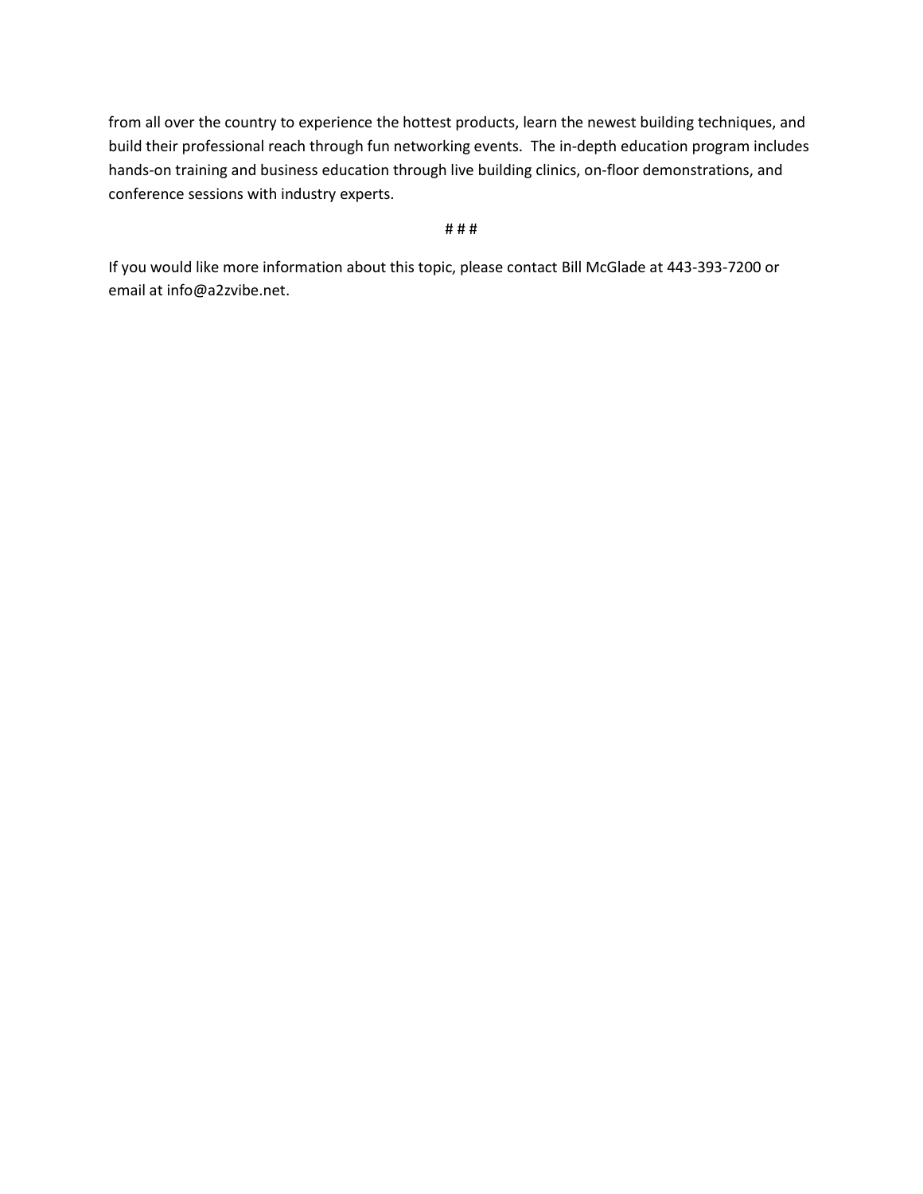from all over the country to experience the hottest products, learn the newest building techniques, and build their professional reach through fun networking events. The in-depth education program includes hands-on training and business education through live building clinics, on-floor demonstrations, and conference sessions with industry experts.

# # #

If you would like more information about this topic, please contact Bill McGlade at 443-393-7200 or email at info@a2zvibe.net.